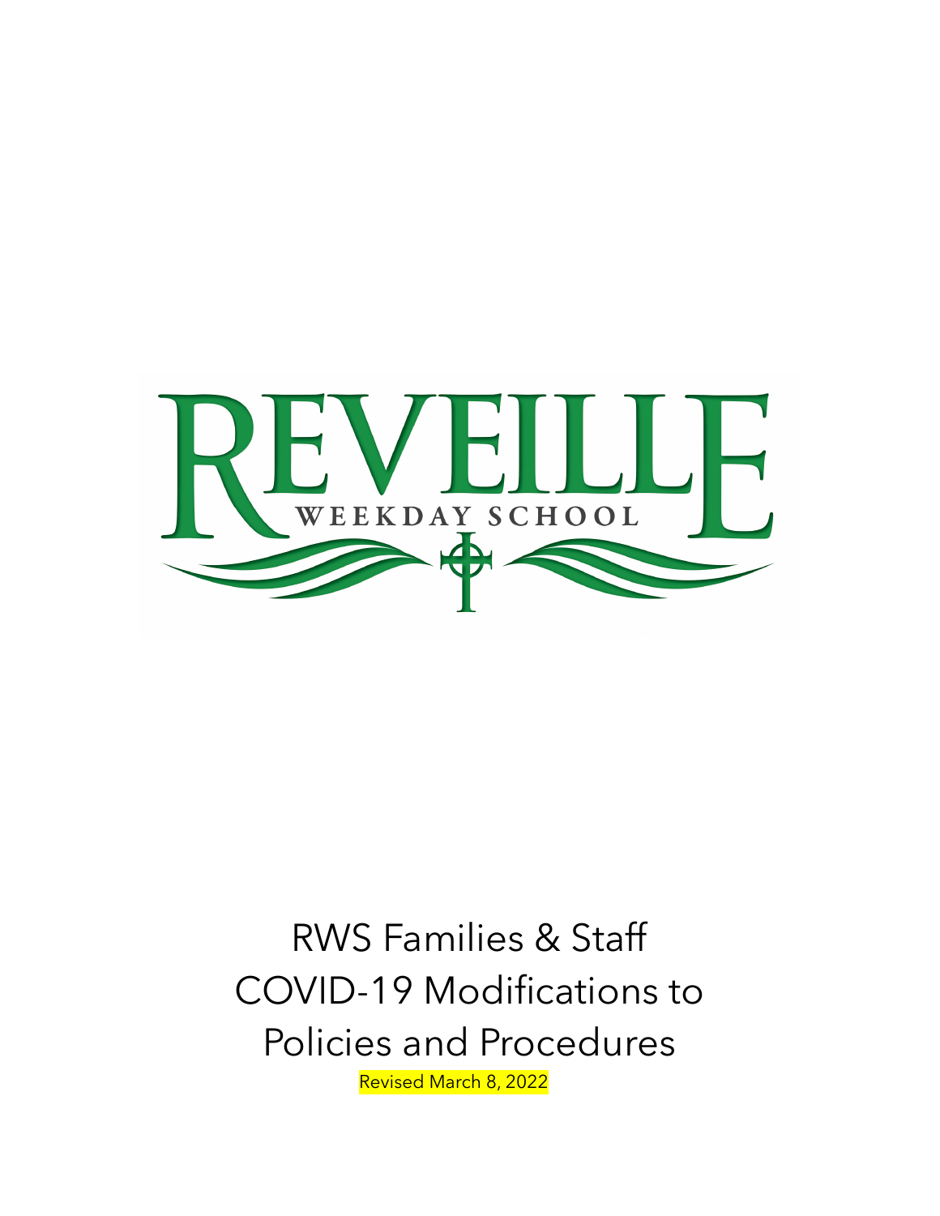REVEILLE

WEEKDAY SCHOOL

# RWS Families & Staff COVID-19 Modifications to Policies and Procedures

Revised March 8, 2022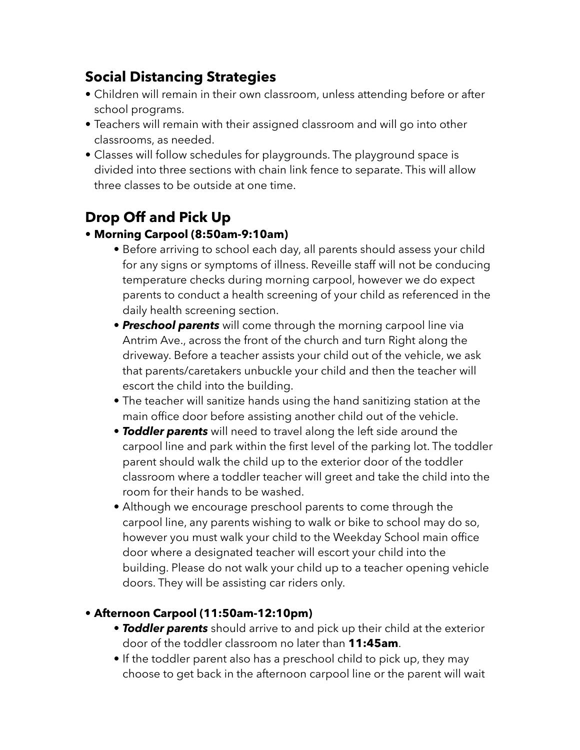## Social Distancing Strategies

- Children will remain in their own classroom, unless attending before or after school programs.
- Teachers will remain with their assigned classroom and will go into other classrooms, as needed.
- Classes will follow schedules for playgrounds. The playground space is divided into three sections with chain link fence to separate. This will allow three classes to be outside at one time.

## Drop Off and Pick Up

- **Morning Carpool (8:50am-9:10am)**
  - Before arriving to school each day, all parents should assess your child for any signs or symptoms of illness. Reveille staff will not be conducing temperature checks during morning carpool, however we do expect parents to conduct a health screening of your child as referenced in the daily health screening section.
  - ***Preschool parents*** will come through the morning carpool line via Antrim Ave., across the front of the church and turn Right along the driveway. Before a teacher assists your child out of the vehicle, we ask that parents/caretakers unbuckle your child and then the teacher will escort the child into the building.
  - The teacher will sanitize hands using the hand sanitizing station at the main office door before assisting another child out of the vehicle.
  - ***Toddler parents*** will need to travel along the left side around the carpool line and park within the first level of the parking lot. The toddler parent should walk the child up to the exterior door of the toddler classroom where a toddler teacher will greet and take the child into the room for their hands to be washed.
  - Although we encourage preschool parents to come through the carpool line, any parents wishing to walk or bike to school may do so, however you must walk your child to the Weekday School main office door where a designated teacher will escort your child into the building. Please do not walk your child up to a teacher opening vehicle doors. They will be assisting car riders only.

- **Afternoon Carpool (11:50am-12:10pm)**
  - ***Toddler parents*** should arrive to and pick up their child at the exterior door of the toddler classroom no later than **11:45am**.
  - If the toddler parent also has a preschool child to pick up, they may choose to get back in the afternoon carpool line or the parent will wait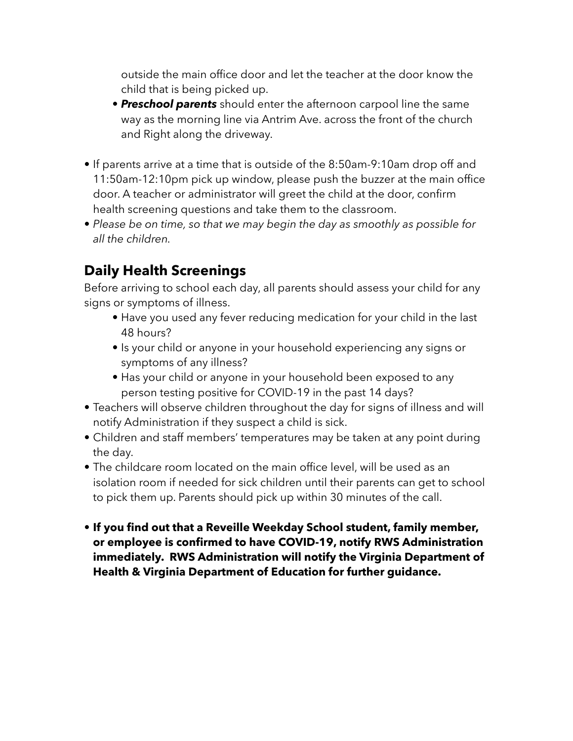outside the main office door and let the teacher at the door know the child that is being picked up.

    - ***Preschool parents*** should enter the afternoon carpool line the same way as the morning line via Antrim Ave. across the front of the church and Right along the driveway.

- If parents arrive at a time that is outside of the 8:50am-9:10am drop off and 11:50am-12:10pm pick up window, please push the buzzer at the main office door. A teacher or administrator will greet the child at the door, confirm health screening questions and take them to the classroom.
- *Please be on time, so that we may begin the day as smoothly as possible for all the children.*

## Daily Health Screenings

Before arriving to school each day, all parents should assess your child for any signs or symptoms of illness.

    - Have you used any fever reducing medication for your child in the last 48 hours?
    - Is your child or anyone in your household experiencing any signs or symptoms of any illness?
    - Has your child or anyone in your household been exposed to any person testing positive for COVID-19 in the past 14 days?

- Teachers will observe children throughout the day for signs of illness and will notify Administration if they suspect a child is sick.
- Children and staff members' temperatures may be taken at any point during the day.
- The childcare room located on the main office level, will be used as an isolation room if needed for sick children until their parents can get to school to pick them up. Parents should pick up within 30 minutes of the call.

- **If you find out that a Reveille Weekday School student, family member, or employee is confirmed to have COVID-19, notify RWS Administration immediately. RWS Administration will notify the Virginia Department of Health & Virginia Department of Education for further guidance.**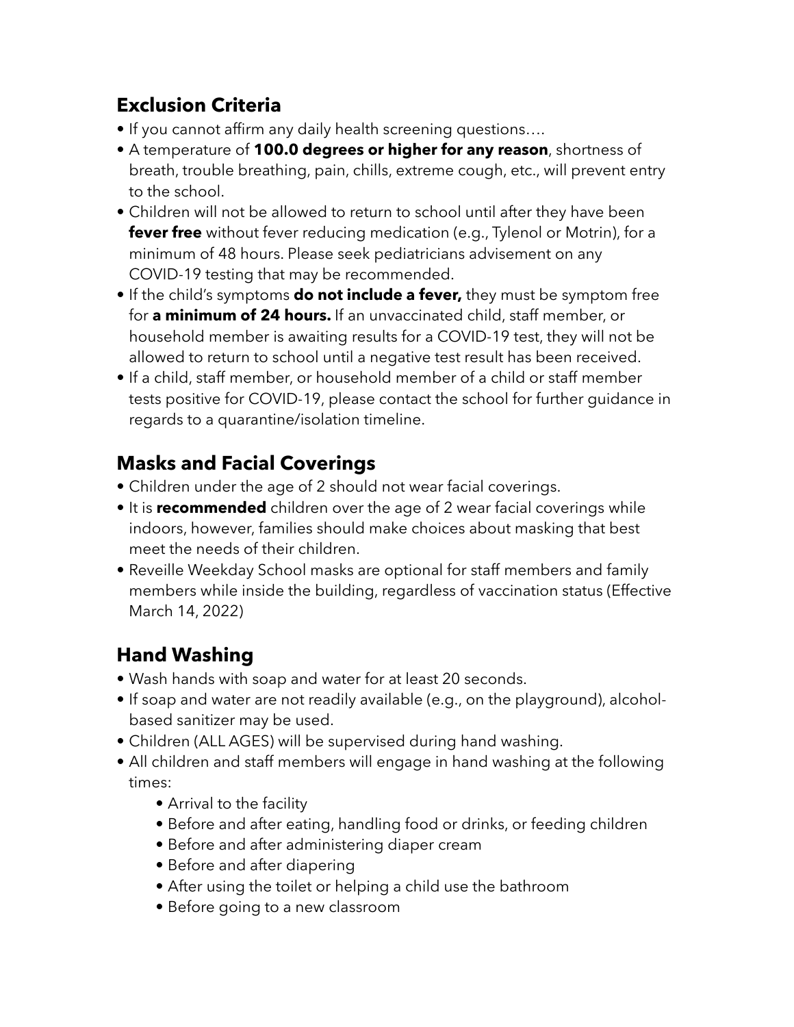## Exclusion Criteria

- If you cannot affirm any daily health screening questions….
- A temperature of **100.0 degrees or higher for any reason**, shortness of breath, trouble breathing, pain, chills, extreme cough, etc., will prevent entry to the school.
- Children will not be allowed to return to school until after they have been **fever free** without fever reducing medication (e.g., Tylenol or Motrin), for a minimum of 48 hours. Please seek pediatricians advisement on any COVID-19 testing that may be recommended.
- If the child's symptoms **do not include a fever,** they must be symptom free for **a minimum of 24 hours.** If an unvaccinated child, staff member, or household member is awaiting results for a COVID-19 test, they will not be allowed to return to school until a negative test result has been received.
- If a child, staff member, or household member of a child or staff member tests positive for COVID-19, please contact the school for further guidance in regards to a quarantine/isolation timeline.

## Masks and Facial Coverings

- Children under the age of 2 should not wear facial coverings.
- It is **recommended** children over the age of 2 wear facial coverings while indoors, however, families should make choices about masking that best meet the needs of their children.
- Reveille Weekday School masks are optional for staff members and family members while inside the building, regardless of vaccination status (Effective March 14, 2022)

## Hand Washing

- Wash hands with soap and water for at least 20 seconds.
- If soap and water are not readily available (e.g., on the playground), alcohol-based sanitizer may be used.
- Children (ALL AGES) will be supervised during hand washing.
- All children and staff members will engage in hand washing at the following times:
  - Arrival to the facility
  - Before and after eating, handling food or drinks, or feeding children
  - Before and after administering diaper cream
  - Before and after diapering
  - After using the toilet or helping a child use the bathroom
  - Before going to a new classroom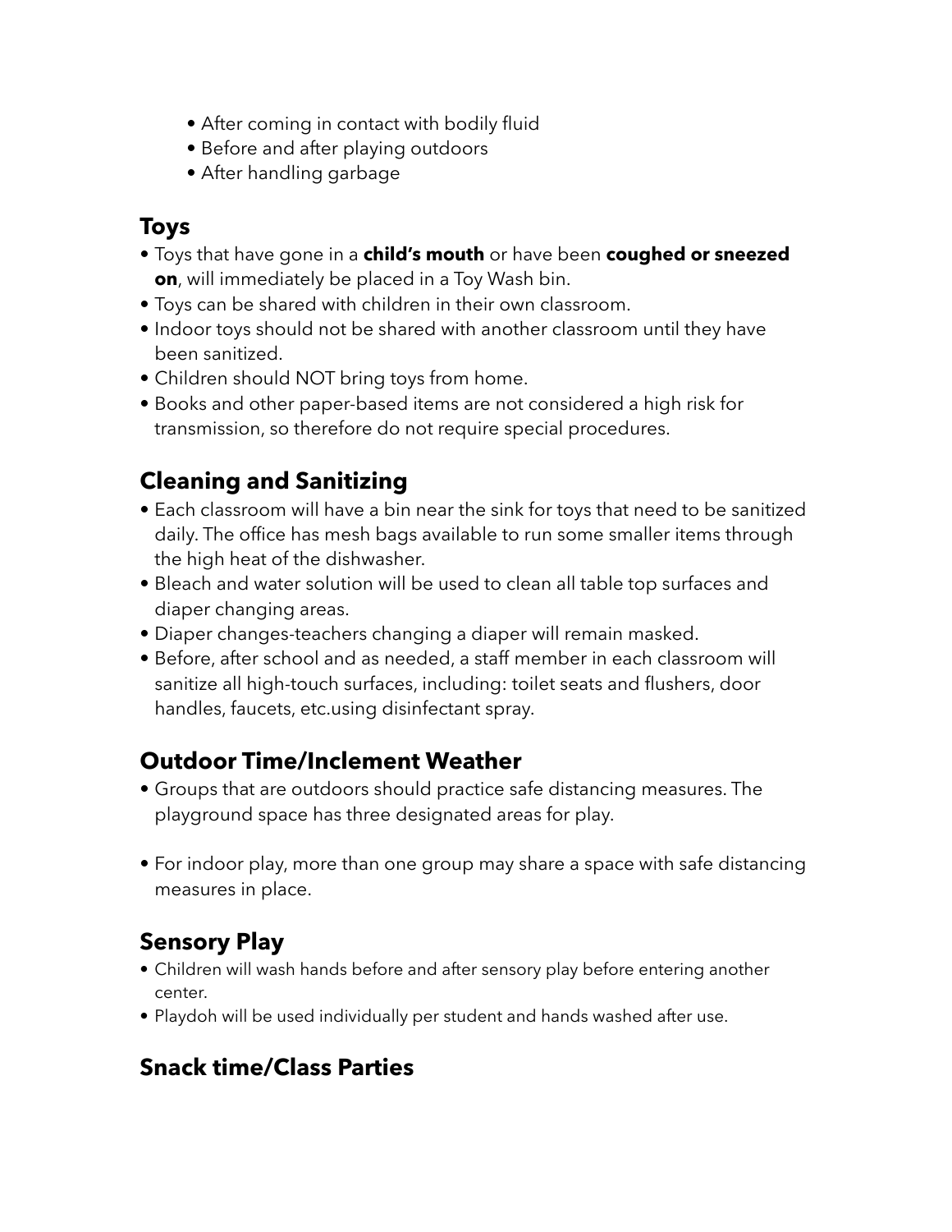- After coming in contact with bodily fluid
- Before and after playing outdoors
- After handling garbage

## Toys

- Toys that have gone in a **child's mouth** or have been **coughed or sneezed on**, will immediately be placed in a Toy Wash bin.
- Toys can be shared with children in their own classroom.
- Indoor toys should not be shared with another classroom until they have been sanitized.
- Children should NOT bring toys from home.
- Books and other paper-based items are not considered a high risk for transmission, so therefore do not require special procedures.

## Cleaning and Sanitizing

- Each classroom will have a bin near the sink for toys that need to be sanitized daily. The office has mesh bags available to run some smaller items through the high heat of the dishwasher.
- Bleach and water solution will be used to clean all table top surfaces and diaper changing areas.
- Diaper changes-teachers changing a diaper will remain masked.
- Before, after school and as needed, a staff member in each classroom will sanitize all high-touch surfaces, including: toilet seats and flushers, door handles, faucets, etc.using disinfectant spray.

## Outdoor Time/Inclement Weather

- Groups that are outdoors should practice safe distancing measures. The playground space has three designated areas for play.

- For indoor play, more than one group may share a space with safe distancing measures in place.

## Sensory Play

- Children will wash hands before and after sensory play before entering another center.
- Playdoh will be used individually per student and hands washed after use.

## Snack time/Class Parties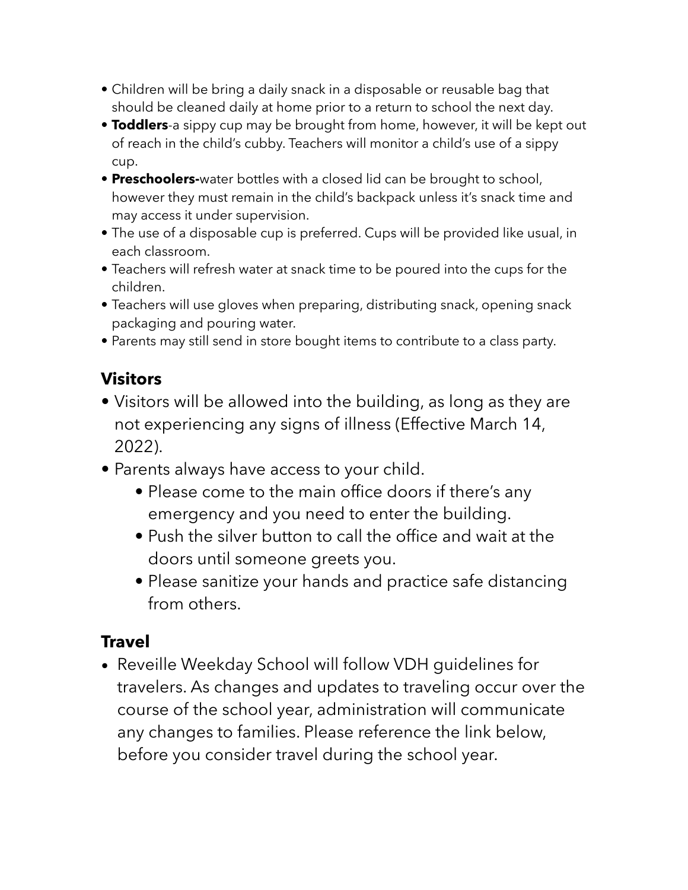- Children will be bring a daily snack in a disposable or reusable bag that should be cleaned daily at home prior to a return to school the next day.
- **Toddlers**-a sippy cup may be brought from home, however, it will be kept out of reach in the child's cubby. Teachers will monitor a child's use of a sippy cup.
- **Preschoolers-**water bottles with a closed lid can be brought to school, however they must remain in the child's backpack unless it's snack time and may access it under supervision.
- The use of a disposable cup is preferred. Cups will be provided like usual, in each classroom.
- Teachers will refresh water at snack time to be poured into the cups for the children.
- Teachers will use gloves when preparing, distributing snack, opening snack packaging and pouring water.
- Parents may still send in store bought items to contribute to a class party.

## Visitors

- Visitors will be allowed into the building, as long as they are not experiencing any signs of illness (Effective March 14, 2022).
- Parents always have access to your child.
    - Please come to the main office doors if there's any emergency and you need to enter the building.
    - Push the silver button to call the office and wait at the doors until someone greets you.
    - Please sanitize your hands and practice safe distancing from others.

## Travel

- Reveille Weekday School will follow VDH guidelines for travelers. As changes and updates to traveling occur over the course of the school year, administration will communicate any changes to families. Please reference the link below, before you consider travel during the school year.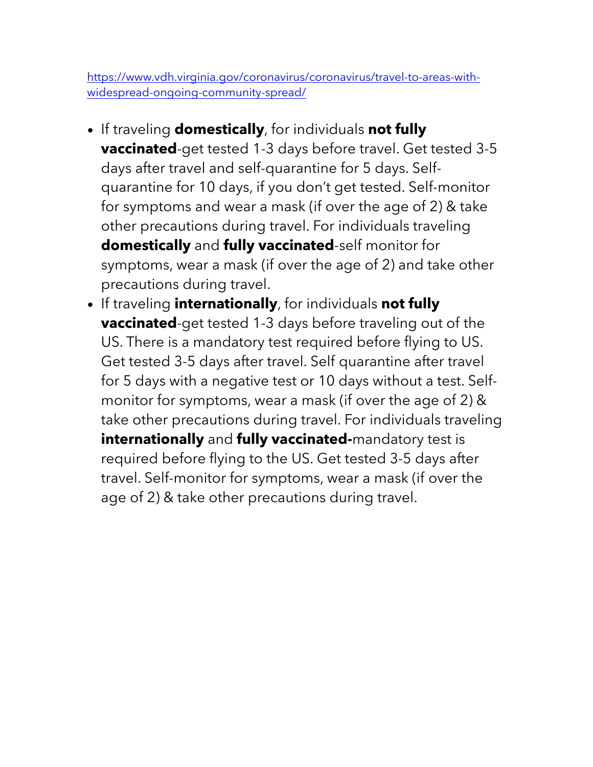[https://www.vdh.virginia.gov/coronavirus/coronavirus/travel-to-areas-with-widespread-ongoing-community-spread/](https://www.vdh.virginia.gov/coronavirus/coronavirus/travel-to-areas-with-widespread-ongoing-community-spread/)

- If traveling **domestically**, for individuals **not fully vaccinated**-get tested 1-3 days before travel. Get tested 3-5 days after travel and self-quarantine for 5 days. Self-quarantine for 10 days, if you don't get tested. Self-monitor for symptoms and wear a mask (if over the age of 2) & take other precautions during travel. For individuals traveling **domestically** and **fully vaccinated**-self monitor for symptoms, wear a mask (if over the age of 2) and take other precautions during travel.
- If traveling **internationally**, for individuals **not fully vaccinated**-get tested 1-3 days before traveling out of the US. There is a mandatory test required before flying to US. Get tested 3-5 days after travel. Self quarantine after travel for 5 days with a negative test or 10 days without a test. Self-monitor for symptoms, wear a mask (if over the age of 2) & take other precautions during travel. For individuals traveling **internationally** and **fully vaccinated-**mandatory test is required before flying to the US. Get tested 3-5 days after travel. Self-monitor for symptoms, wear a mask (if over the age of 2) & take other precautions during travel.